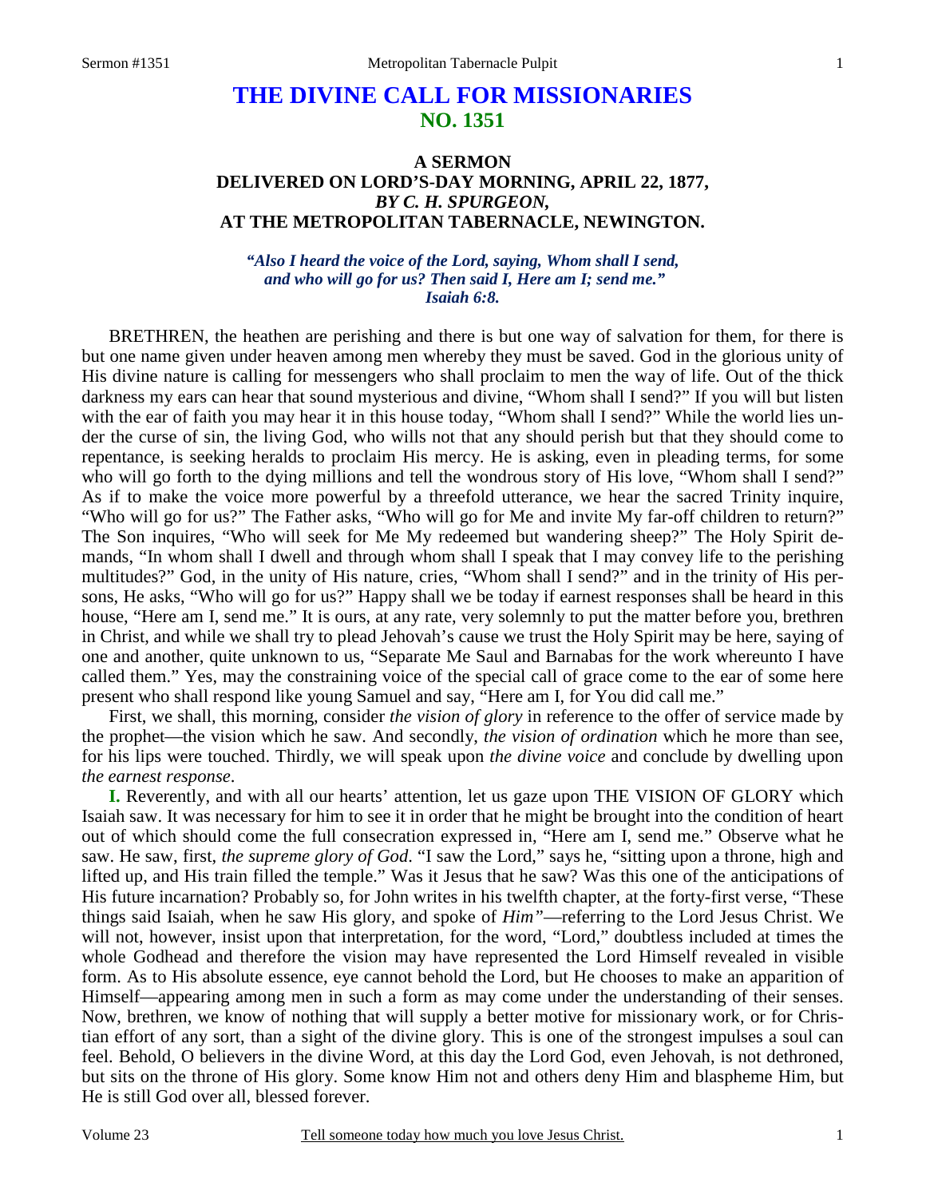# THE DIVINE CALL FOR MISSIONARIES
## NO. 1351

### A SERMON
### DELIVERED ON LORD'S-DAY MORNING, APRIL 22, 1877,
### *BY C. H. SPURGEON,*
### AT THE METROPOLITAN TABERNACLE, NEWINGTON.

*"Also I heard the voice of the Lord, saying, Whom shall I send, and who will go for us? Then said I, Here am I; send me." Isaiah 6:8.*

BRETHREN, the heathen are perishing and there is but one way of salvation for them, for there is but one name given under heaven among men whereby they must be saved. God in the glorious unity of His divine nature is calling for messengers who shall proclaim to men the way of life. Out of the thick darkness my ears can hear that sound mysterious and divine, "Whom shall I send?" If you will but listen with the ear of faith you may hear it in this house today, "Whom shall I send?" While the world lies under the curse of sin, the living God, who wills not that any should perish but that they should come to repentance, is seeking heralds to proclaim His mercy. He is asking, even in pleading terms, for some who will go forth to the dying millions and tell the wondrous story of His love, "Whom shall I send?" As if to make the voice more powerful by a threefold utterance, we hear the sacred Trinity inquire, "Who will go for us?" The Father asks, "Who will go for Me and invite My far-off children to return?" The Son inquires, "Who will seek for Me My redeemed but wandering sheep?" The Holy Spirit demands, "In whom shall I dwell and through whom shall I speak that I may convey life to the perishing multitudes?" God, in the unity of His nature, cries, "Whom shall I send?" and in the trinity of His persons, He asks, "Who will go for us?" Happy shall we be today if earnest responses shall be heard in this house, "Here am I, send me." It is ours, at any rate, very solemnly to put the matter before you, brethren in Christ, and while we shall try to plead Jehovah's cause we trust the Holy Spirit may be here, saying of one and another, quite unknown to us, "Separate Me Saul and Barnabas for the work whereunto I have called them." Yes, may the constraining voice of the special call of grace come to the ear of some here present who shall respond like young Samuel and say, "Here am I, for You did call me."

First, we shall, this morning, consider *the vision of glory* in reference to the offer of service made by the prophet—the vision which he saw. And secondly, *the vision of ordination* which he more than see, for his lips were touched. Thirdly, we will speak upon *the divine voice* and conclude by dwelling upon *the earnest response*.

**I.** Reverently, and with all our hearts' attention, let us gaze upon THE VISION OF GLORY which Isaiah saw. It was necessary for him to see it in order that he might be brought into the condition of heart out of which should come the full consecration expressed in, "Here am I, send me." Observe what he saw. He saw, first, *the supreme glory of God*. "I saw the Lord," says he, "sitting upon a throne, high and lifted up, and His train filled the temple." Was it Jesus that he saw? Was this one of the anticipations of His future incarnation? Probably so, for John writes in his twelfth chapter, at the forty-first verse, "These things said Isaiah, when he saw His glory, and spoke of *Him"*—referring to the Lord Jesus Christ. We will not, however, insist upon that interpretation, for the word, "Lord," doubtless included at times the whole Godhead and therefore the vision may have represented the Lord Himself revealed in visible form. As to His absolute essence, eye cannot behold the Lord, but He chooses to make an apparition of Himself—appearing among men in such a form as may come under the understanding of their senses. Now, brethren, we know of nothing that will supply a better motive for missionary work, or for Christian effort of any sort, than a sight of the divine glory. This is one of the strongest impulses a soul can feel. Behold, O believers in the divine Word, at this day the Lord God, even Jehovah, is not dethroned, but sits on the throne of His glory. Some know Him not and others deny Him and blaspheme Him, but He is still God over all, blessed forever.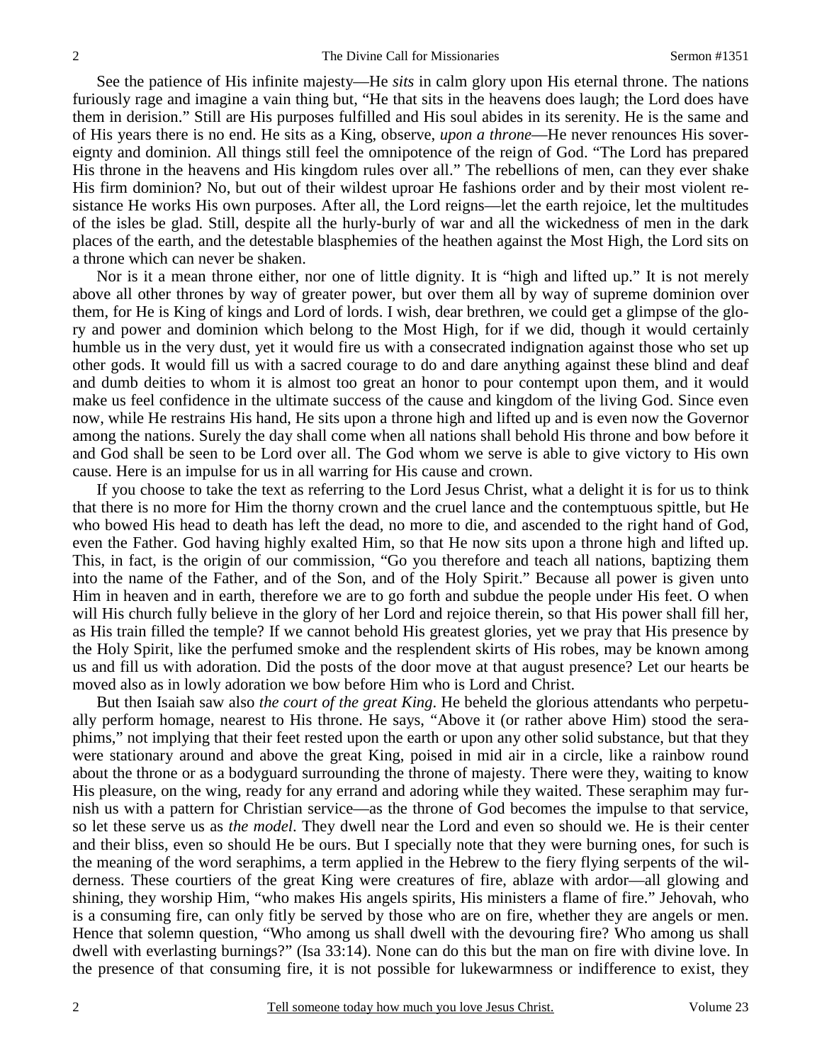See the patience of His infinite majesty—He *sits* in calm glory upon His eternal throne. The nations furiously rage and imagine a vain thing but, "He that sits in the heavens does laugh; the Lord does have them in derision." Still are His purposes fulfilled and His soul abides in its serenity. He is the same and of His years there is no end. He sits as a King, observe, *upon a throne*—He never renounces His sovereignty and dominion. All things still feel the omnipotence of the reign of God. "The Lord has prepared His throne in the heavens and His kingdom rules over all." The rebellions of men, can they ever shake His firm dominion? No, but out of their wildest uproar He fashions order and by their most violent resistance He works His own purposes. After all, the Lord reigns—let the earth rejoice, let the multitudes of the isles be glad. Still, despite all the hurly-burly of war and all the wickedness of men in the dark places of the earth, and the detestable blasphemies of the heathen against the Most High, the Lord sits on a throne which can never be shaken.

Nor is it a mean throne either, nor one of little dignity. It is "high and lifted up." It is not merely above all other thrones by way of greater power, but over them all by way of supreme dominion over them, for He is King of kings and Lord of lords. I wish, dear brethren, we could get a glimpse of the glory and power and dominion which belong to the Most High, for if we did, though it would certainly humble us in the very dust, yet it would fire us with a consecrated indignation against those who set up other gods. It would fill us with a sacred courage to do and dare anything against these blind and deaf and dumb deities to whom it is almost too great an honor to pour contempt upon them, and it would make us feel confidence in the ultimate success of the cause and kingdom of the living God. Since even now, while He restrains His hand, He sits upon a throne high and lifted up and is even now the Governor among the nations. Surely the day shall come when all nations shall behold His throne and bow before it and God shall be seen to be Lord over all. The God whom we serve is able to give victory to His own cause. Here is an impulse for us in all warring for His cause and crown.

If you choose to take the text as referring to the Lord Jesus Christ, what a delight it is for us to think that there is no more for Him the thorny crown and the cruel lance and the contemptuous spittle, but He who bowed His head to death has left the dead, no more to die, and ascended to the right hand of God, even the Father. God having highly exalted Him, so that He now sits upon a throne high and lifted up. This, in fact, is the origin of our commission, "Go you therefore and teach all nations, baptizing them into the name of the Father, and of the Son, and of the Holy Spirit." Because all power is given unto Him in heaven and in earth, therefore we are to go forth and subdue the people under His feet. O when will His church fully believe in the glory of her Lord and rejoice therein, so that His power shall fill her, as His train filled the temple? If we cannot behold His greatest glories, yet we pray that His presence by the Holy Spirit, like the perfumed smoke and the resplendent skirts of His robes, may be known among us and fill us with adoration. Did the posts of the door move at that august presence? Let our hearts be moved also as in lowly adoration we bow before Him who is Lord and Christ.

But then Isaiah saw also *the court of the great King*. He beheld the glorious attendants who perpetually perform homage, nearest to His throne. He says, "Above it (or rather above Him) stood the seraphims," not implying that their feet rested upon the earth or upon any other solid substance, but that they were stationary around and above the great King, poised in mid air in a circle, like a rainbow round about the throne or as a bodyguard surrounding the throne of majesty. There were they, waiting to know His pleasure, on the wing, ready for any errand and adoring while they waited. These seraphim may furnish us with a pattern for Christian service—as the throne of God becomes the impulse to that service, so let these serve us as *the model*. They dwell near the Lord and even so should we. He is their center and their bliss, even so should He be ours. But I specially note that they were burning ones, for such is the meaning of the word seraphims, a term applied in the Hebrew to the fiery flying serpents of the wilderness. These courtiers of the great King were creatures of fire, ablaze with ardor—all glowing and shining, they worship Him, "who makes His angels spirits, His ministers a flame of fire." Jehovah, who is a consuming fire, can only fitly be served by those who are on fire, whether they are angels or men. Hence that solemn question, "Who among us shall dwell with the devouring fire? Who among us shall dwell with everlasting burnings?" (Isa 33:14). None can do this but the man on fire with divine love. In the presence of that consuming fire, it is not possible for lukewarmness or indifference to exist, they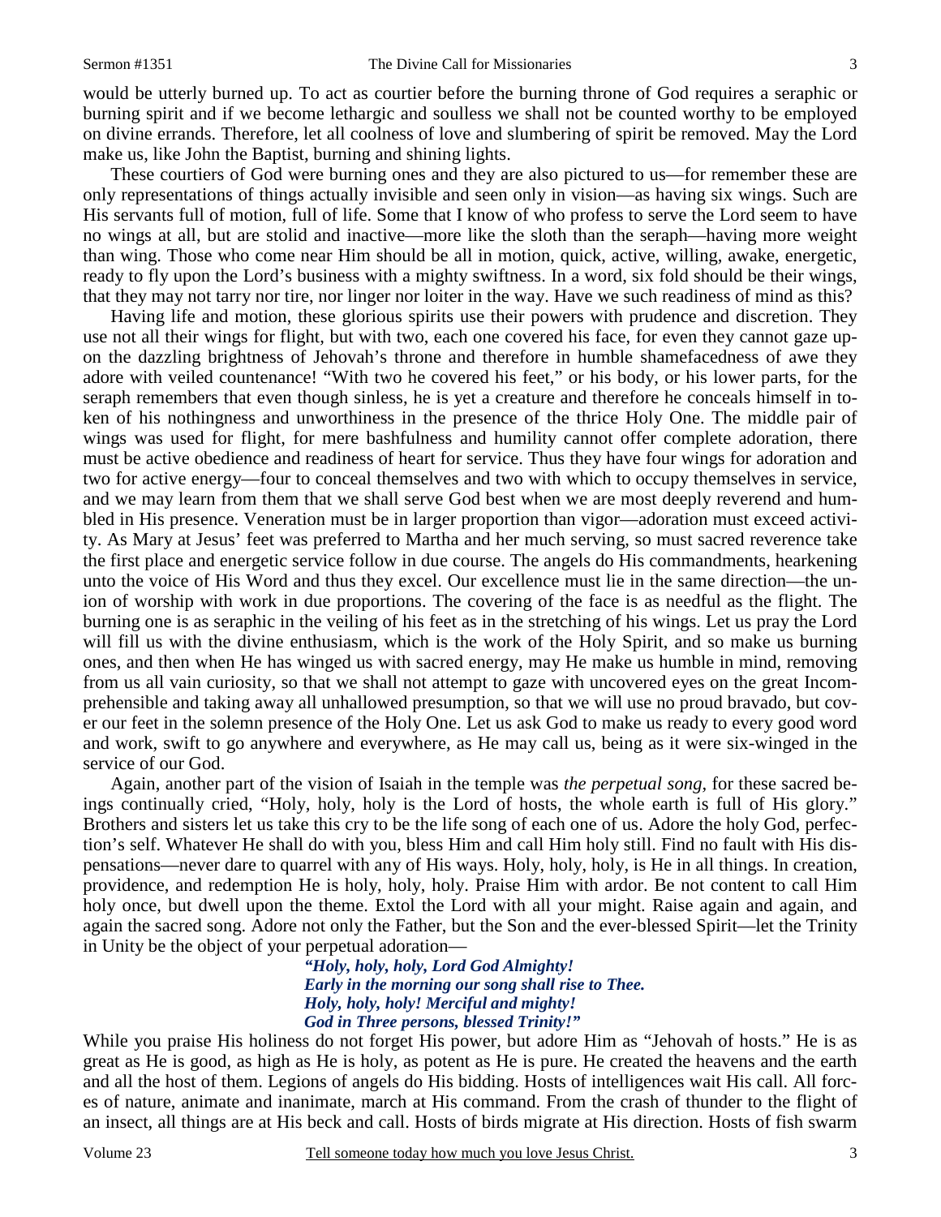would be utterly burned up. To act as courtier before the burning throne of God requires a seraphic or burning spirit and if we become lethargic and soulless we shall not be counted worthy to be employed on divine errands. Therefore, let all coolness of love and slumbering of spirit be removed. May the Lord make us, like John the Baptist, burning and shining lights.

These courtiers of God were burning ones and they are also pictured to us—for remember these are only representations of things actually invisible and seen only in vision—as having six wings. Such are His servants full of motion, full of life. Some that I know of who profess to serve the Lord seem to have no wings at all, but are stolid and inactive—more like the sloth than the seraph—having more weight than wing. Those who come near Him should be all in motion, quick, active, willing, awake, energetic, ready to fly upon the Lord's business with a mighty swiftness. In a word, six fold should be their wings, that they may not tarry nor tire, nor linger nor loiter in the way. Have we such readiness of mind as this?

Having life and motion, these glorious spirits use their powers with prudence and discretion. They use not all their wings for flight, but with two, each one covered his face, for even they cannot gaze upon the dazzling brightness of Jehovah's throne and therefore in humble shamefacedness of awe they adore with veiled countenance! "With two he covered his feet," or his body, or his lower parts, for the seraph remembers that even though sinless, he is yet a creature and therefore he conceals himself in token of his nothingness and unworthiness in the presence of the thrice Holy One. The middle pair of wings was used for flight, for mere bashfulness and humility cannot offer complete adoration, there must be active obedience and readiness of heart for service. Thus they have four wings for adoration and two for active energy—four to conceal themselves and two with which to occupy themselves in service, and we may learn from them that we shall serve God best when we are most deeply reverend and humbled in His presence. Veneration must be in larger proportion than vigor—adoration must exceed activity. As Mary at Jesus' feet was preferred to Martha and her much serving, so must sacred reverence take the first place and energetic service follow in due course. The angels do His commandments, hearkening unto the voice of His Word and thus they excel. Our excellence must lie in the same direction—the union of worship with work in due proportions. The covering of the face is as needful as the flight. The burning one is as seraphic in the veiling of his feet as in the stretching of his wings. Let us pray the Lord will fill us with the divine enthusiasm, which is the work of the Holy Spirit, and so make us burning ones, and then when He has winged us with sacred energy, may He make us humble in mind, removing from us all vain curiosity, so that we shall not attempt to gaze with uncovered eyes on the great Incomprehensible and taking away all unhallowed presumption, so that we will use no proud bravado, but cover our feet in the solemn presence of the Holy One. Let us ask God to make us ready to every good word and work, swift to go anywhere and everywhere, as He may call us, being as it were six-winged in the service of our God.

Again, another part of the vision of Isaiah in the temple was *the perpetual song,* for these sacred beings continually cried, "Holy, holy, holy is the Lord of hosts, the whole earth is full of His glory." Brothers and sisters let us take this cry to be the life song of each one of us. Adore the holy God, perfection's self. Whatever He shall do with you, bless Him and call Him holy still. Find no fault with His dispensations—never dare to quarrel with any of His ways. Holy, holy, holy, is He in all things. In creation, providence, and redemption He is holy, holy, holy. Praise Him with ardor. Be not content to call Him holy once, but dwell upon the theme. Extol the Lord with all your might. Raise again and again, and again the sacred song. Adore not only the Father, but the Son and the ever-blessed Spirit—let the Trinity in Unity be the object of your perpetual adoration—

> ***"Holy, holy, holy, Lord God Almighty!***
> ***Early in the morning our song shall rise to Thee.***
> ***Holy, holy, holy! Merciful and mighty!***
> ***God in Three persons, blessed Trinity!"***

While you praise His holiness do not forget His power, but adore Him as "Jehovah of hosts." He is as great as He is good, as high as He is holy, as potent as He is pure. He created the heavens and the earth and all the host of them. Legions of angels do His bidding. Hosts of intelligences wait His call. All forces of nature, animate and inanimate, march at His command. From the crash of thunder to the flight of an insect, all things are at His beck and call. Hosts of birds migrate at His direction. Hosts of fish swarm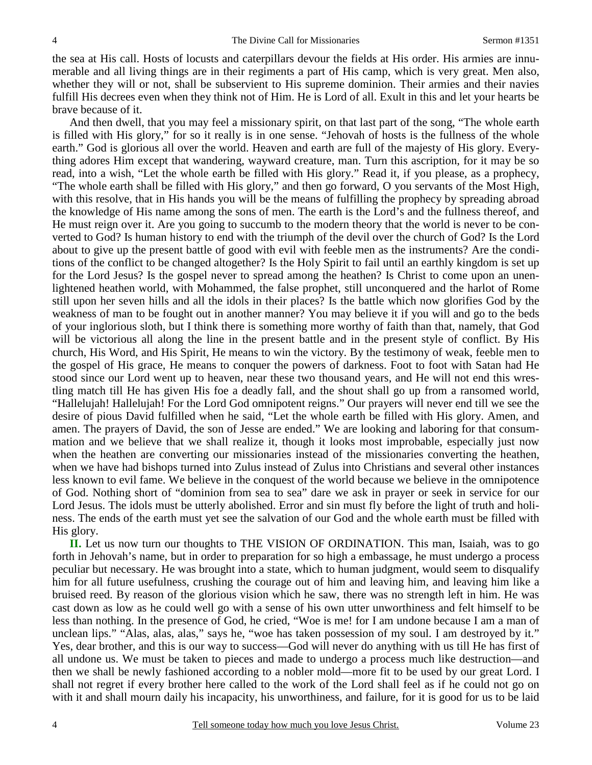the sea at His call. Hosts of locusts and caterpillars devour the fields at His order. His armies are innumerable and all living things are in their regiments a part of His camp, which is very great. Men also, whether they will or not, shall be subservient to His supreme dominion. Their armies and their navies fulfill His decrees even when they think not of Him. He is Lord of all. Exult in this and let your hearts be brave because of it.

And then dwell, that you may feel a missionary spirit, on that last part of the song, "The whole earth is filled with His glory," for so it really is in one sense. "Jehovah of hosts is the fullness of the whole earth." God is glorious all over the world. Heaven and earth are full of the majesty of His glory. Everything adores Him except that wandering, wayward creature, man. Turn this ascription, for it may be so read, into a wish, "Let the whole earth be filled with His glory." Read it, if you please, as a prophecy, "The whole earth shall be filled with His glory," and then go forward, O you servants of the Most High, with this resolve, that in His hands you will be the means of fulfilling the prophecy by spreading abroad the knowledge of His name among the sons of men. The earth is the Lord's and the fullness thereof, and He must reign over it. Are you going to succumb to the modern theory that the world is never to be converted to God? Is human history to end with the triumph of the devil over the church of God? Is the Lord about to give up the present battle of good with evil with feeble men as the instruments? Are the conditions of the conflict to be changed altogether? Is the Holy Spirit to fail until an earthly kingdom is set up for the Lord Jesus? Is the gospel never to spread among the heathen? Is Christ to come upon an unenlightened heathen world, with Mohammed, the false prophet, still unconquered and the harlot of Rome still upon her seven hills and all the idols in their places? Is the battle which now glorifies God by the weakness of man to be fought out in another manner? You may believe it if you will and go to the beds of your inglorious sloth, but I think there is something more worthy of faith than that, namely, that God will be victorious all along the line in the present battle and in the present style of conflict. By His church, His Word, and His Spirit, He means to win the victory. By the testimony of weak, feeble men to the gospel of His grace, He means to conquer the powers of darkness. Foot to foot with Satan had He stood since our Lord went up to heaven, near these two thousand years, and He will not end this wrestling match till He has given His foe a deadly fall, and the shout shall go up from a ransomed world, "Hallelujah! Hallelujah! For the Lord God omnipotent reigns." Our prayers will never end till we see the desire of pious David fulfilled when he said, "Let the whole earth be filled with His glory. Amen, and amen. The prayers of David, the son of Jesse are ended." We are looking and laboring for that consummation and we believe that we shall realize it, though it looks most improbable, especially just now when the heathen are converting our missionaries instead of the missionaries converting the heathen, when we have had bishops turned into Zulus instead of Zulus into Christians and several other instances less known to evil fame. We believe in the conquest of the world because we believe in the omnipotence of God. Nothing short of "dominion from sea to sea" dare we ask in prayer or seek in service for our Lord Jesus. The idols must be utterly abolished. Error and sin must fly before the light of truth and holiness. The ends of the earth must yet see the salvation of our God and the whole earth must be filled with His glory.

**II.** Let us now turn our thoughts to THE VISION OF ORDINATION. This man, Isaiah, was to go forth in Jehovah's name, but in order to preparation for so high a embassage, he must undergo a process peculiar but necessary. He was brought into a state, which to human judgment, would seem to disqualify him for all future usefulness, crushing the courage out of him and leaving him, and leaving him like a bruised reed. By reason of the glorious vision which he saw, there was no strength left in him. He was cast down as low as he could well go with a sense of his own utter unworthiness and felt himself to be less than nothing. In the presence of God, he cried, "Woe is me! for I am undone because I am a man of unclean lips." "Alas, alas, alas," says he, "woe has taken possession of my soul. I am destroyed by it." Yes, dear brother, and this is our way to success—God will never do anything with us till He has first of all undone us. We must be taken to pieces and made to undergo a process much like destruction—and then we shall be newly fashioned according to a nobler mold—more fit to be used by our great Lord. I shall not regret if every brother here called to the work of the Lord shall feel as if he could not go on with it and shall mourn daily his incapacity, his unworthiness, and failure, for it is good for us to be laid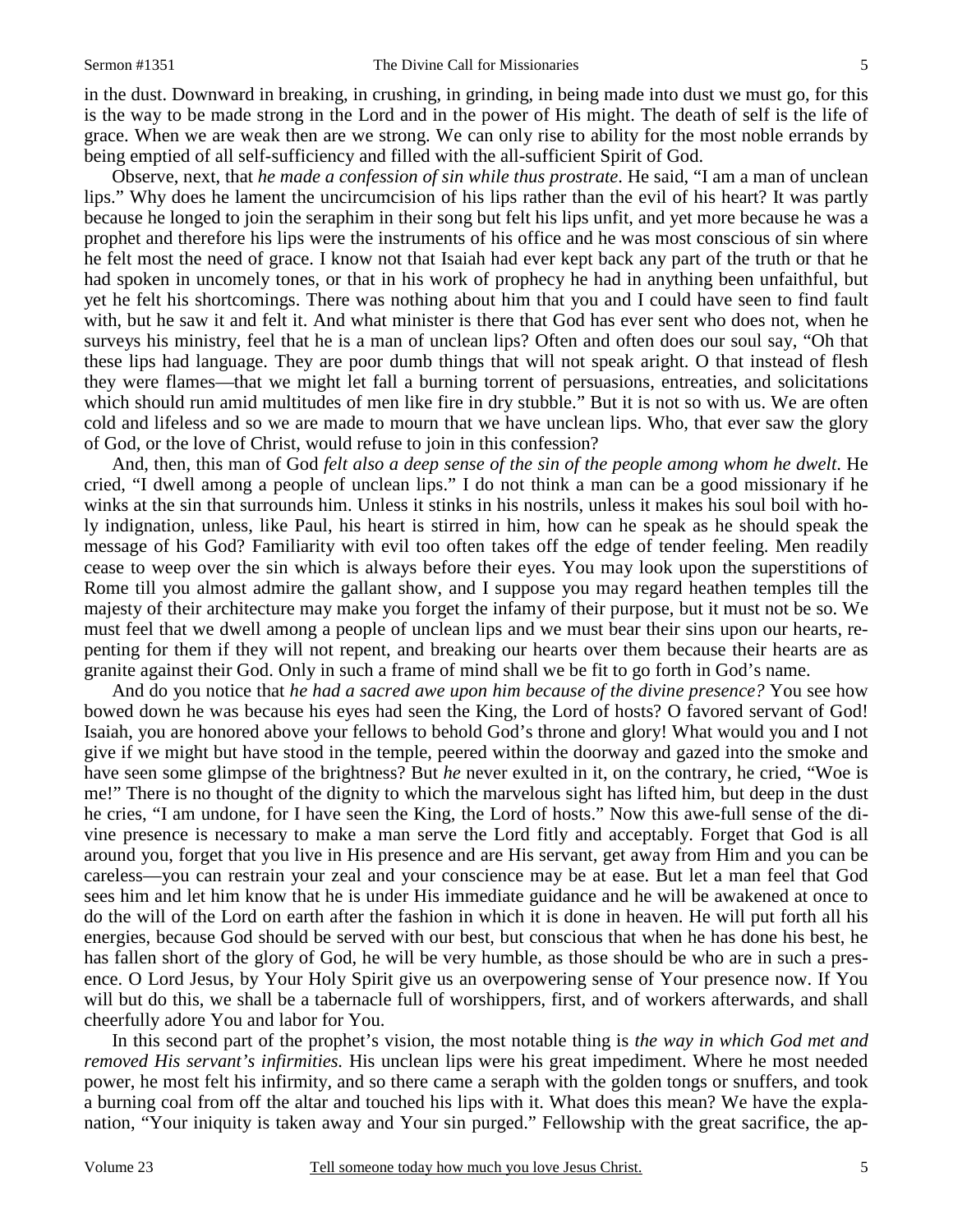in the dust. Downward in breaking, in crushing, in grinding, in being made into dust we must go, for this is the way to be made strong in the Lord and in the power of His might. The death of self is the life of grace. When we are weak then are we strong. We can only rise to ability for the most noble errands by being emptied of all self-sufficiency and filled with the all-sufficient Spirit of God.

Observe, next, that *he made a confession of sin while thus prostrate*. He said, "I am a man of unclean lips." Why does he lament the uncircumcision of his lips rather than the evil of his heart? It was partly because he longed to join the seraphim in their song but felt his lips unfit, and yet more because he was a prophet and therefore his lips were the instruments of his office and he was most conscious of sin where he felt most the need of grace. I know not that Isaiah had ever kept back any part of the truth or that he had spoken in uncomely tones, or that in his work of prophecy he had in anything been unfaithful, but yet he felt his shortcomings. There was nothing about him that you and I could have seen to find fault with, but he saw it and felt it. And what minister is there that God has ever sent who does not, when he surveys his ministry, feel that he is a man of unclean lips? Often and often does our soul say, "Oh that these lips had language. They are poor dumb things that will not speak aright. O that instead of flesh they were flames—that we might let fall a burning torrent of persuasions, entreaties, and solicitations which should run amid multitudes of men like fire in dry stubble." But it is not so with us. We are often cold and lifeless and so we are made to mourn that we have unclean lips. Who, that ever saw the glory of God, or the love of Christ, would refuse to join in this confession?

And, then, this man of God *felt also a deep sense of the sin of the people among whom he dwelt*. He cried, "I dwell among a people of unclean lips." I do not think a man can be a good missionary if he winks at the sin that surrounds him. Unless it stinks in his nostrils, unless it makes his soul boil with holy indignation, unless, like Paul, his heart is stirred in him, how can he speak as he should speak the message of his God? Familiarity with evil too often takes off the edge of tender feeling. Men readily cease to weep over the sin which is always before their eyes. You may look upon the superstitions of Rome till you almost admire the gallant show, and I suppose you may regard heathen temples till the majesty of their architecture may make you forget the infamy of their purpose, but it must not be so. We must feel that we dwell among a people of unclean lips and we must bear their sins upon our hearts, repenting for them if they will not repent, and breaking our hearts over them because their hearts are as granite against their God. Only in such a frame of mind shall we be fit to go forth in God's name.

And do you notice that *he had a sacred awe upon him because of the divine presence?* You see how bowed down he was because his eyes had seen the King, the Lord of hosts? O favored servant of God! Isaiah, you are honored above your fellows to behold God's throne and glory! What would you and I not give if we might but have stood in the temple, peered within the doorway and gazed into the smoke and have seen some glimpse of the brightness? But *he* never exulted in it, on the contrary, he cried, "Woe is me!" There is no thought of the dignity to which the marvelous sight has lifted him, but deep in the dust he cries, "I am undone, for I have seen the King, the Lord of hosts." Now this awe-full sense of the divine presence is necessary to make a man serve the Lord fitly and acceptably. Forget that God is all around you, forget that you live in His presence and are His servant, get away from Him and you can be careless—you can restrain your zeal and your conscience may be at ease. But let a man feel that God sees him and let him know that he is under His immediate guidance and he will be awakened at once to do the will of the Lord on earth after the fashion in which it is done in heaven. He will put forth all his energies, because God should be served with our best, but conscious that when he has done his best, he has fallen short of the glory of God, he will be very humble, as those should be who are in such a presence. O Lord Jesus, by Your Holy Spirit give us an overpowering sense of Your presence now. If You will but do this, we shall be a tabernacle full of worshippers, first, and of workers afterwards, and shall cheerfully adore You and labor for You.

In this second part of the prophet's vision, the most notable thing is *the way in which God met and removed His servant's infirmities.* His unclean lips were his great impediment. Where he most needed power, he most felt his infirmity, and so there came a seraph with the golden tongs or snuffers, and took a burning coal from off the altar and touched his lips with it. What does this mean? We have the explanation, "Your iniquity is taken away and Your sin purged." Fellowship with the great sacrifice, the ap-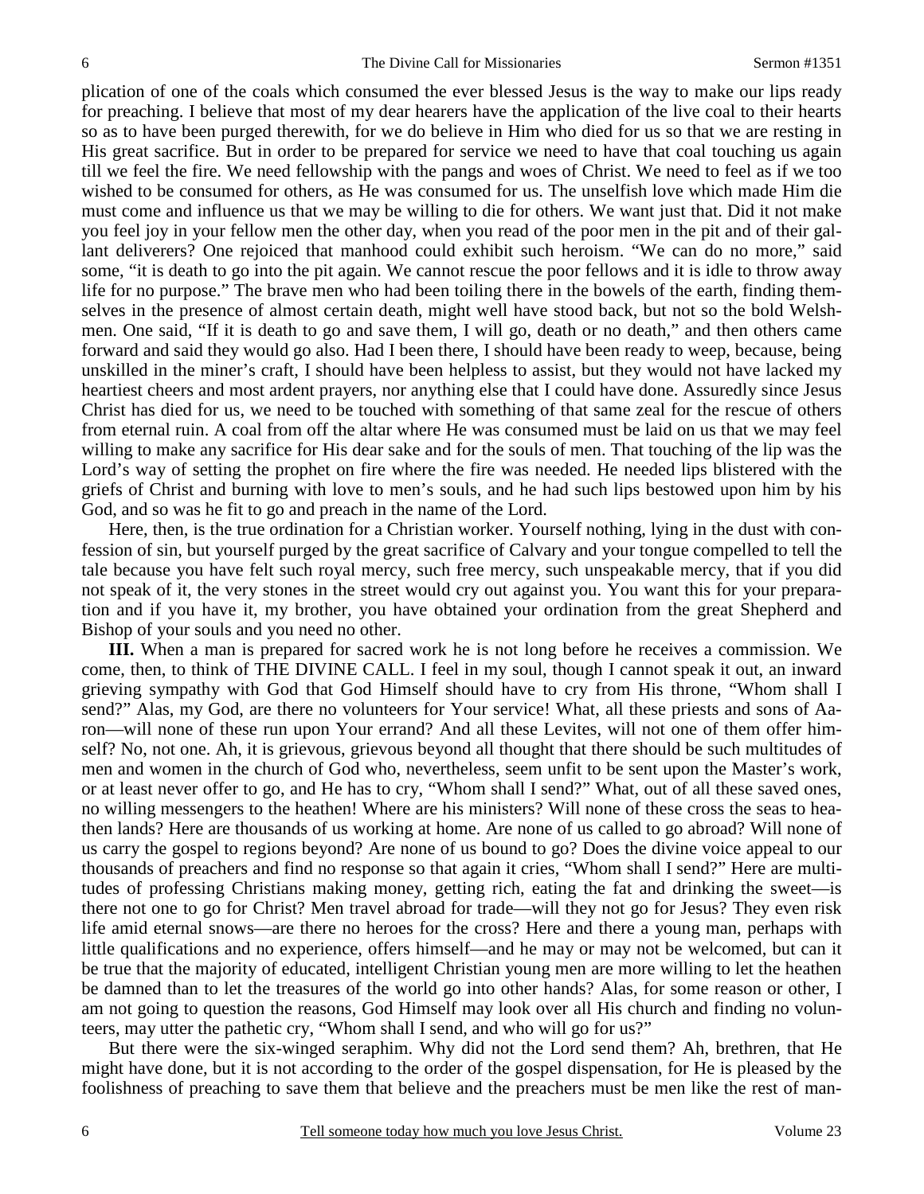plication of one of the coals which consumed the ever blessed Jesus is the way to make our lips ready for preaching. I believe that most of my dear hearers have the application of the live coal to their hearts so as to have been purged therewith, for we do believe in Him who died for us so that we are resting in His great sacrifice. But in order to be prepared for service we need to have that coal touching us again till we feel the fire. We need fellowship with the pangs and woes of Christ. We need to feel as if we too wished to be consumed for others, as He was consumed for us. The unselfish love which made Him die must come and influence us that we may be willing to die for others. We want just that. Did it not make you feel joy in your fellow men the other day, when you read of the poor men in the pit and of their gallant deliverers? One rejoiced that manhood could exhibit such heroism. "We can do no more," said some, "it is death to go into the pit again. We cannot rescue the poor fellows and it is idle to throw away life for no purpose." The brave men who had been toiling there in the bowels of the earth, finding themselves in the presence of almost certain death, might well have stood back, but not so the bold Welshmen. One said, "If it is death to go and save them, I will go, death or no death," and then others came forward and said they would go also. Had I been there, I should have been ready to weep, because, being unskilled in the miner's craft, I should have been helpless to assist, but they would not have lacked my heartiest cheers and most ardent prayers, nor anything else that I could have done. Assuredly since Jesus Christ has died for us, we need to be touched with something of that same zeal for the rescue of others from eternal ruin. A coal from off the altar where He was consumed must be laid on us that we may feel willing to make any sacrifice for His dear sake and for the souls of men. That touching of the lip was the Lord's way of setting the prophet on fire where the fire was needed. He needed lips blistered with the griefs of Christ and burning with love to men's souls, and he had such lips bestowed upon him by his God, and so was he fit to go and preach in the name of the Lord.

Here, then, is the true ordination for a Christian worker. Yourself nothing, lying in the dust with confession of sin, but yourself purged by the great sacrifice of Calvary and your tongue compelled to tell the tale because you have felt such royal mercy, such free mercy, such unspeakable mercy, that if you did not speak of it, the very stones in the street would cry out against you. You want this for your preparation and if you have it, my brother, you have obtained your ordination from the great Shepherd and Bishop of your souls and you need no other.

**III.** When a man is prepared for sacred work he is not long before he receives a commission. We come, then, to think of THE DIVINE CALL. I feel in my soul, though I cannot speak it out, an inward grieving sympathy with God that God Himself should have to cry from His throne, "Whom shall I send?" Alas, my God, are there no volunteers for Your service! What, all these priests and sons of Aaron—will none of these run upon Your errand? And all these Levites, will not one of them offer himself? No, not one. Ah, it is grievous, grievous beyond all thought that there should be such multitudes of men and women in the church of God who, nevertheless, seem unfit to be sent upon the Master's work, or at least never offer to go, and He has to cry, "Whom shall I send?" What, out of all these saved ones, no willing messengers to the heathen! Where are his ministers? Will none of these cross the seas to heathen lands? Here are thousands of us working at home. Are none of us called to go abroad? Will none of us carry the gospel to regions beyond? Are none of us bound to go? Does the divine voice appeal to our thousands of preachers and find no response so that again it cries, "Whom shall I send?" Here are multitudes of professing Christians making money, getting rich, eating the fat and drinking the sweet—is there not one to go for Christ? Men travel abroad for trade—will they not go for Jesus? They even risk life amid eternal snows—are there no heroes for the cross? Here and there a young man, perhaps with little qualifications and no experience, offers himself—and he may or may not be welcomed, but can it be true that the majority of educated, intelligent Christian young men are more willing to let the heathen be damned than to let the treasures of the world go into other hands? Alas, for some reason or other, I am not going to question the reasons, God Himself may look over all His church and finding no volunteers, may utter the pathetic cry, "Whom shall I send, and who will go for us?"

But there were the six-winged seraphim. Why did not the Lord send them? Ah, brethren, that He might have done, but it is not according to the order of the gospel dispensation, for He is pleased by the foolishness of preaching to save them that believe and the preachers must be men like the rest of man-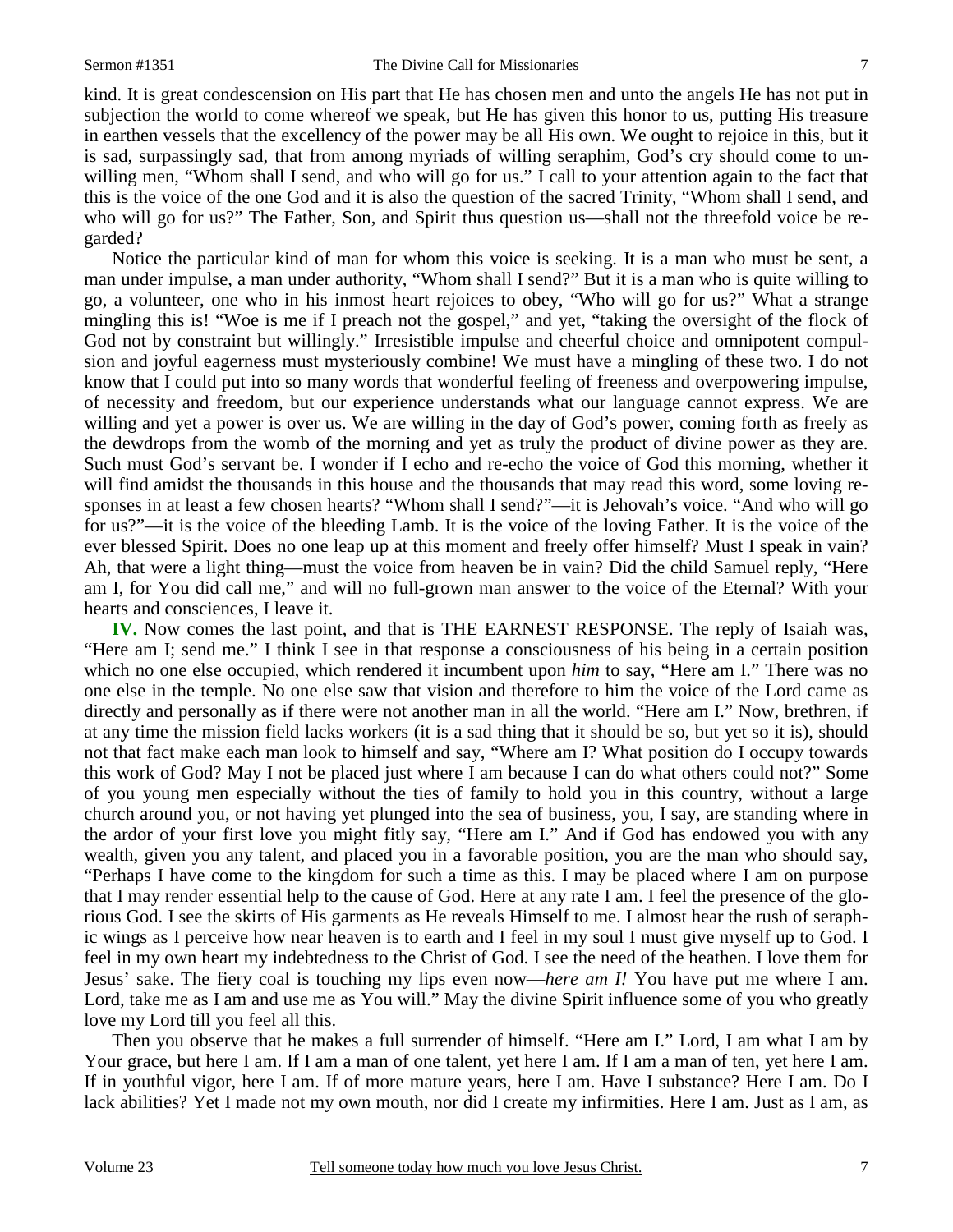kind. It is great condescension on His part that He has chosen men and unto the angels He has not put in subjection the world to come whereof we speak, but He has given this honor to us, putting His treasure in earthen vessels that the excellency of the power may be all His own. We ought to rejoice in this, but it is sad, surpassingly sad, that from among myriads of willing seraphim, God's cry should come to unwilling men, "Whom shall I send, and who will go for us." I call to your attention again to the fact that this is the voice of the one God and it is also the question of the sacred Trinity, "Whom shall I send, and who will go for us?" The Father, Son, and Spirit thus question us—shall not the threefold voice be regarded?

Notice the particular kind of man for whom this voice is seeking. It is a man who must be sent, a man under impulse, a man under authority, "Whom shall I send?" But it is a man who is quite willing to go, a volunteer, one who in his inmost heart rejoices to obey, "Who will go for us?" What a strange mingling this is! "Woe is me if I preach not the gospel," and yet, "taking the oversight of the flock of God not by constraint but willingly." Irresistible impulse and cheerful choice and omnipotent compulsion and joyful eagerness must mysteriously combine! We must have a mingling of these two. I do not know that I could put into so many words that wonderful feeling of freeness and overpowering impulse, of necessity and freedom, but our experience understands what our language cannot express. We are willing and yet a power is over us. We are willing in the day of God's power, coming forth as freely as the dewdrops from the womb of the morning and yet as truly the product of divine power as they are. Such must God's servant be. I wonder if I echo and re-echo the voice of God this morning, whether it will find amidst the thousands in this house and the thousands that may read this word, some loving responses in at least a few chosen hearts? "Whom shall I send?"—it is Jehovah's voice. "And who will go for us?"—it is the voice of the bleeding Lamb. It is the voice of the loving Father. It is the voice of the ever blessed Spirit. Does no one leap up at this moment and freely offer himself? Must I speak in vain? Ah, that were a light thing—must the voice from heaven be in vain? Did the child Samuel reply, "Here am I, for You did call me," and will no full-grown man answer to the voice of the Eternal? With your hearts and consciences, I leave it.

**IV.** Now comes the last point, and that is THE EARNEST RESPONSE. The reply of Isaiah was, "Here am I; send me." I think I see in that response a consciousness of his being in a certain position which no one else occupied, which rendered it incumbent upon *him* to say, "Here am I." There was no one else in the temple. No one else saw that vision and therefore to him the voice of the Lord came as directly and personally as if there were not another man in all the world. "Here am I." Now, brethren, if at any time the mission field lacks workers (it is a sad thing that it should be so, but yet so it is), should not that fact make each man look to himself and say, "Where am I? What position do I occupy towards this work of God? May I not be placed just where I am because I can do what others could not?" Some of you young men especially without the ties of family to hold you in this country, without a large church around you, or not having yet plunged into the sea of business, you, I say, are standing where in the ardor of your first love you might fitly say, "Here am I." And if God has endowed you with any wealth, given you any talent, and placed you in a favorable position, you are the man who should say, "Perhaps I have come to the kingdom for such a time as this. I may be placed where I am on purpose that I may render essential help to the cause of God. Here at any rate I am. I feel the presence of the glorious God. I see the skirts of His garments as He reveals Himself to me. I almost hear the rush of seraphic wings as I perceive how near heaven is to earth and I feel in my soul I must give myself up to God. I feel in my own heart my indebtedness to the Christ of God. I see the need of the heathen. I love them for Jesus' sake. The fiery coal is touching my lips even now—*here am I!* You have put me where I am. Lord, take me as I am and use me as You will." May the divine Spirit influence some of you who greatly love my Lord till you feel all this.

Then you observe that he makes a full surrender of himself. "Here am I." Lord, I am what I am by Your grace, but here I am. If I am a man of one talent, yet here I am. If I am a man of ten, yet here I am. If in youthful vigor, here I am. If of more mature years, here I am. Have I substance? Here I am. Do I lack abilities? Yet I made not my own mouth, nor did I create my infirmities. Here I am. Just as I am, as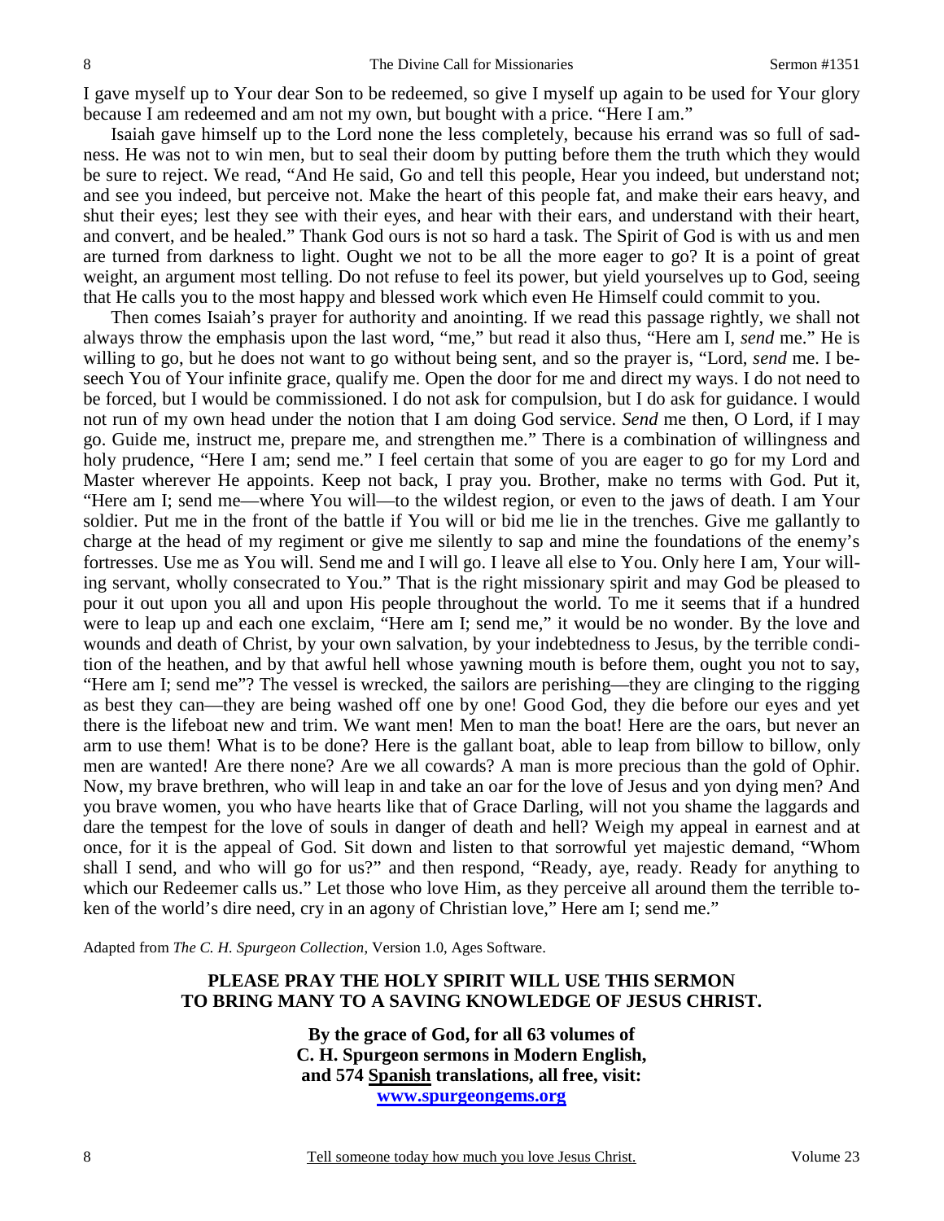I gave myself up to Your dear Son to be redeemed, so give I myself up again to be used for Your glory because I am redeemed and am not my own, but bought with a price. "Here I am."

Isaiah gave himself up to the Lord none the less completely, because his errand was so full of sadness. He was not to win men, but to seal their doom by putting before them the truth which they would be sure to reject. We read, "And He said, Go and tell this people, Hear you indeed, but understand not; and see you indeed, but perceive not. Make the heart of this people fat, and make their ears heavy, and shut their eyes; lest they see with their eyes, and hear with their ears, and understand with their heart, and convert, and be healed." Thank God ours is not so hard a task. The Spirit of God is with us and men are turned from darkness to light. Ought we not to be all the more eager to go? It is a point of great weight, an argument most telling. Do not refuse to feel its power, but yield yourselves up to God, seeing that He calls you to the most happy and blessed work which even He Himself could commit to you.

Then comes Isaiah's prayer for authority and anointing. If we read this passage rightly, we shall not always throw the emphasis upon the last word, "me," but read it also thus, "Here am I, *send* me." He is willing to go, but he does not want to go without being sent, and so the prayer is, "Lord, *send* me. I beseech You of Your infinite grace, qualify me. Open the door for me and direct my ways. I do not need to be forced, but I would be commissioned. I do not ask for compulsion, but I do ask for guidance. I would not run of my own head under the notion that I am doing God service. *Send* me then, O Lord, if I may go. Guide me, instruct me, prepare me, and strengthen me." There is a combination of willingness and holy prudence, "Here I am; send me." I feel certain that some of you are eager to go for my Lord and Master wherever He appoints. Keep not back, I pray you. Brother, make no terms with God. Put it, "Here am I; send me—where You will—to the wildest region, or even to the jaws of death. I am Your soldier. Put me in the front of the battle if You will or bid me lie in the trenches. Give me gallantly to charge at the head of my regiment or give me silently to sap and mine the foundations of the enemy's fortresses. Use me as You will. Send me and I will go. I leave all else to You. Only here I am, Your willing servant, wholly consecrated to You." That is the right missionary spirit and may God be pleased to pour it out upon you all and upon His people throughout the world. To me it seems that if a hundred were to leap up and each one exclaim, "Here am I; send me," it would be no wonder. By the love and wounds and death of Christ, by your own salvation, by your indebtedness to Jesus, by the terrible condition of the heathen, and by that awful hell whose yawning mouth is before them, ought you not to say, "Here am I; send me"? The vessel is wrecked, the sailors are perishing—they are clinging to the rigging as best they can—they are being washed off one by one! Good God, they die before our eyes and yet there is the lifeboat new and trim. We want men! Men to man the boat! Here are the oars, but never an arm to use them! What is to be done? Here is the gallant boat, able to leap from billow to billow, only men are wanted! Are there none? Are we all cowards? A man is more precious than the gold of Ophir. Now, my brave brethren, who will leap in and take an oar for the love of Jesus and yon dying men? And you brave women, you who have hearts like that of Grace Darling, will not you shame the laggards and dare the tempest for the love of souls in danger of death and hell? Weigh my appeal in earnest and at once, for it is the appeal of God. Sit down and listen to that sorrowful yet majestic demand, "Whom shall I send, and who will go for us?" and then respond, "Ready, aye, ready. Ready for anything to which our Redeemer calls us." Let those who love Him, as they perceive all around them the terrible token of the world's dire need, cry in an agony of Christian love," Here am I; send me."

Adapted from *The C. H. Spurgeon Collection*, Version 1.0, Ages Software.

**PLEASE PRAY THE HOLY SPIRIT WILL USE THIS SERMON TO BRING MANY TO A SAVING KNOWLEDGE OF JESUS CHRIST.**

**By the grace of God, for all 63 volumes of C. H. Spurgeon sermons in Modern English, and 574 Spanish translations, all free, visit: www.spurgeongems.org**